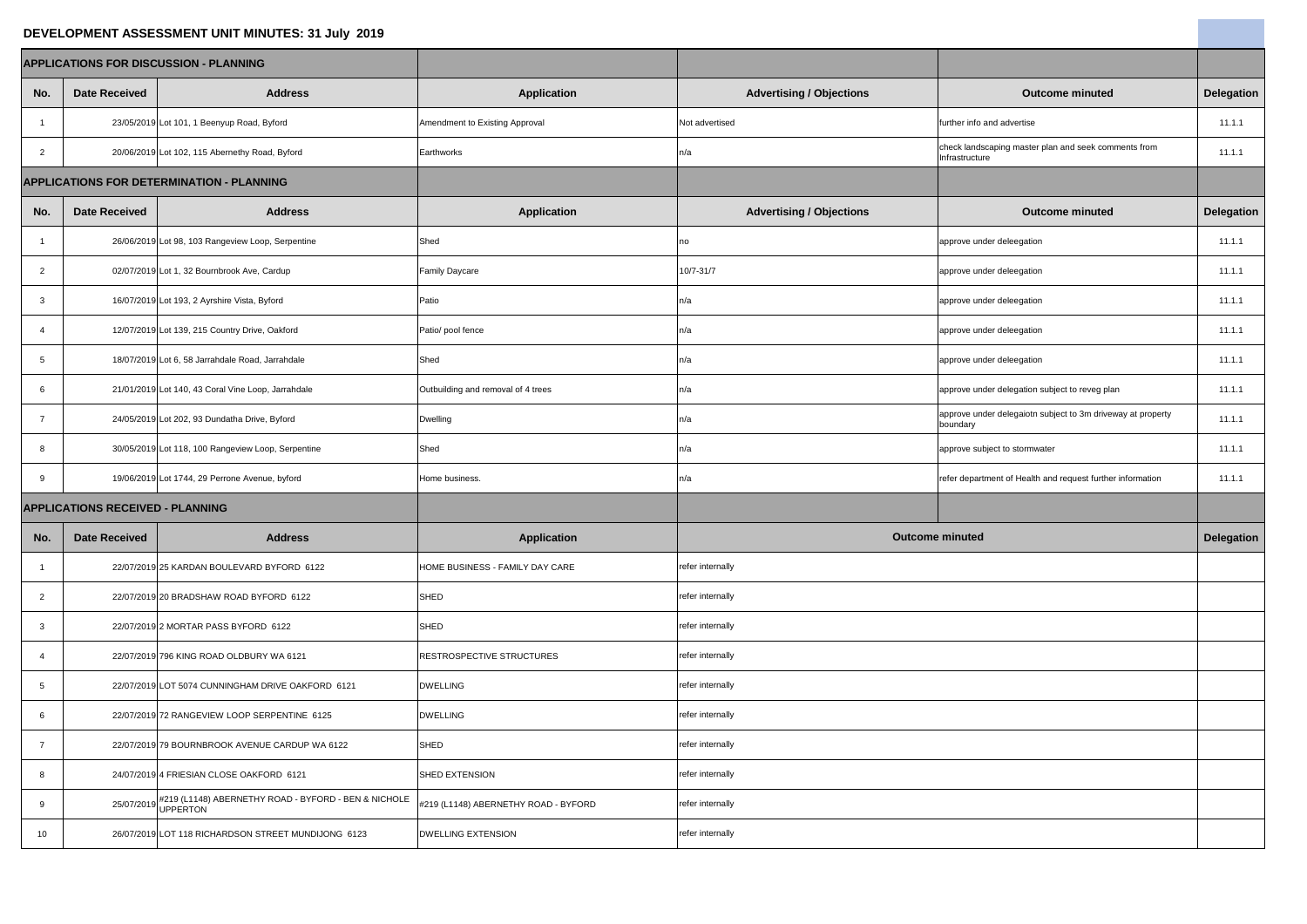# DEVELOPMENT ASSESSMENT UNIT MINUTES: 31 July 2019

## APPLICATIONS FOR DISCUSSION - PLANNING

| No. | Date Received | Address | Application | Advertising / Objections | Outcome minuted | Delegation |
|---|---|---|---|---|---|---|
| 1 | 23/05/2019 | Lot 101, 1 Beenyup Road, Byford | Amendment to Existing Approval | Not advertised | further info and advertise | 11.1.1 |
| 2 | 20/06/2019 | Lot 102, 115 Abernethy Road, Byford | Earthworks | n/a | check landscaping master plan and seek comments from Infrastructure | 11.1.1 |

## APPLICATIONS FOR DETERMINATION - PLANNING

| No. | Date Received | Address | Application | Advertising / Objections | Outcome minuted | Delegation |
|---|---|---|---|---|---|---|
| 1 | 26/06/2019 | Lot 98, 103 Rangeview Loop, Serpentine | Shed | no | approve under deleegation | 11.1.1 |
| 2 | 02/07/2019 | Lot 1, 32 Bournbrook Ave, Cardup | Family Daycare | 10/7-31/7 | approve under deleegation | 11.1.1 |
| 3 | 16/07/2019 | Lot 193, 2 Ayrshire Vista, Byford | Patio | n/a | approve under deleegation | 11.1.1 |
| 4 | 12/07/2019 | Lot 139, 215 Country Drive, Oakford | Patio/ pool fence | n/a | approve under deleegation | 11.1.1 |
| 5 | 18/07/2019 | Lot 6, 58 Jarrahdale Road, Jarrahdale | Shed | n/a | approve under deleegation | 11.1.1 |
| 6 | 21/01/2019 | Lot 140, 43 Coral Vine Loop, Jarrahdale | Outbuilding and removal of 4 trees | n/a | approve under delegation subject to reveg plan | 11.1.1 |
| 7 | 24/05/2019 | Lot 202, 93 Dundatha Drive, Byford | Dwelling | n/a | approve under delegaiotn subject to 3m driveway at property boundary | 11.1.1 |
| 8 | 30/05/2019 | Lot 118, 100 Rangeview Loop, Serpentine | Shed | n/a | approve subject to stormwater | 11.1.1 |
| 9 | 19/06/2019 | Lot 1744, 29 Perrone Avenue, byford | Home business. | n/a | refer department of Health and request further information | 11.1.1 |

## APPLICATIONS RECEIVED - PLANNING

| No. | Date Received | Address | Application | Outcome minuted | Delegation |
|---|---|---|---|---|---|
| 1 | 22/07/2019 | 25 KARDAN BOULEVARD BYFORD 6122 | HOME BUSINESS - FAMILY DAY CARE | refer internally | |
| 2 | 22/07/2019 | 20 BRADSHAW ROAD BYFORD 6122 | SHED | refer internally | |
| 3 | 22/07/2019 | 2 MORTAR PASS BYFORD 6122 | SHED | refer internally | |
| 4 | 22/07/2019 | 796 KING ROAD OLDBURY WA 6121 | RESTROSPECTIVE STRUCTURES | refer internally | |
| 5 | 22/07/2019 | LOT 5074 CUNNINGHAM DRIVE OAKFORD 6121 | DWELLING | refer internally | |
| 6 | 22/07/2019 | 72 RANGEVIEW LOOP SERPENTINE 6125 | DWELLING | refer internally | |
| 7 | 22/07/2019 | 79 BOURNBROOK AVENUE CARDUP WA 6122 | SHED | refer internally | |
| 8 | 24/07/2019 | 4 FRIESIAN CLOSE OAKFORD 6121 | SHED EXTENSION | refer internally | |
| 9 | 25/07/2019 | #219 (L1148) ABERNETHY ROAD - BYFORD - BEN & NICHOLE UPPERTON | #219 (L1148) ABERNETHY ROAD - BYFORD | refer internally | |
| 10 | 26/07/2019 | LOT 118 RICHARDSON STREET MUNDIJONG 6123 | DWELLING EXTENSION | refer internally | |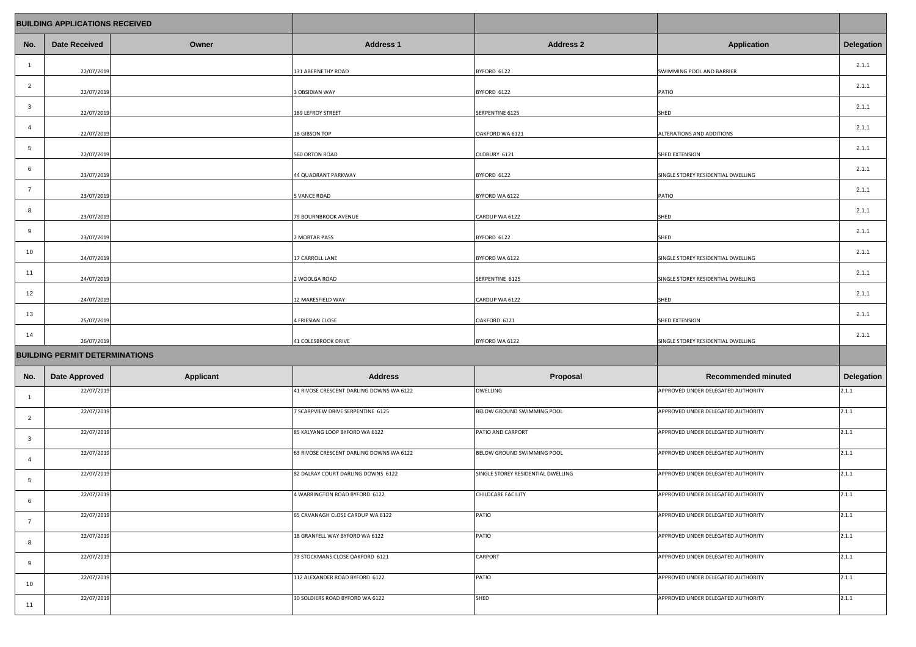## BUILDING APPLICATIONS RECEIVED

| No. | Date Received | Owner | Address 1 | Address 2 | Application | Delegation |
|---|---|---|---|---|---|---|
| 1 | 22/07/2019 | | 131 ABERNETHY ROAD | BYFORD 6122 | SWIMMING POOL AND BARRIER | 2.1.1 |
| 2 | 22/07/2019 | | 3 OBSIDIAN WAY | BYFORD 6122 | PATIO | 2.1.1 |
| 3 | 22/07/2019 | | 189 LEFROY STREET | SERPENTINE 6125 | SHED | 2.1.1 |
| 4 | 22/07/2019 | | 18 GIBSON TOP | OAKFORD WA 6121 | ALTERATIONS AND ADDITIONS | 2.1.1 |
| 5 | 22/07/2019 | | 560 ORTON ROAD | OLDBURY 6121 | SHED EXTENSION | 2.1.1 |
| 6 | 23/07/2019 | | 44 QUADRANT PARKWAY | BYFORD 6122 | SINGLE STOREY RESIDENTIAL DWELLING | 2.1.1 |
| 7 | 23/07/2019 | | 5 VANCE ROAD | BYFORD WA 6122 | PATIO | 2.1.1 |
| 8 | 23/07/2019 | | 79 BOURNBROOK AVENUE | CARDUP WA 6122 | SHED | 2.1.1 |
| 9 | 23/07/2019 | | 2 MORTAR PASS | BYFORD 6122 | SHED | 2.1.1 |
| 10 | 24/07/2019 | | 17 CARROLL LANE | BYFORD WA 6122 | SINGLE STOREY RESIDENTIAL DWELLING | 2.1.1 |
| 11 | 24/07/2019 | | 2 WOOLGA ROAD | SERPENTINE 6125 | SINGLE STOREY RESIDENTIAL DWELLING | 2.1.1 |
| 12 | 24/07/2019 | | 12 MARESFIELD WAY | CARDUP WA 6122 | SHED | 2.1.1 |
| 13 | 25/07/2019 | | 4 FRIESIAN CLOSE | OAKFORD 6121 | SHED EXTENSION | 2.1.1 |
| 14 | 26/07/2019 | | 41 COLESBROOK DRIVE | BYFORD WA 6122 | SINGLE STOREY RESIDENTIAL DWELLING | 2.1.1 |

## BUILDING PERMIT DETERMINATIONS

| No. | Date Approved | Applicant | Address | Proposal | Recommended minuted | Delegation |
|---|---|---|---|---|---|---|
| 1 | 22/07/2019 | | 41 RIVOSE CRESCENT DARLING DOWNS WA 6122 | DWELLING | APPROVED UNDER DELEGATED AUTHORITY | 2.1.1 |
| 2 | 22/07/2019 | | 7 SCARPVIEW DRIVE SERPENTINE 6125 | BELOW GROUND SWIMMING POOL | APPROVED UNDER DELEGATED AUTHORITY | 2.1.1 |
| 3 | 22/07/2019 | | 85 KALYANG LOOP BYFORD WA 6122 | PATIO AND CARPORT | APPROVED UNDER DELEGATED AUTHORITY | 2.1.1 |
| 4 | 22/07/2019 | | 63 RIVOSE CRESCENT DARLING DOWNS WA 6122 | BELOW GROUND SWIMMING POOL | APPROVED UNDER DELEGATED AUTHORITY | 2.1.1 |
| 5 | 22/07/2019 | | 82 DALRAY COURT DARLING DOWNS 6122 | SINGLE STOREY RESIDENTIAL DWELLING | APPROVED UNDER DELEGATED AUTHORITY | 2.1.1 |
| 6 | 22/07/2019 | | 4 WARRINGTON ROAD BYFORD 6122 | CHILDCARE FACILITY | APPROVED UNDER DELEGATED AUTHORITY | 2.1.1 |
| 7 | 22/07/2019 | | 65 CAVANAGH CLOSE CARDUP WA 6122 | PATIO | APPROVED UNDER DELEGATED AUTHORITY | 2.1.1 |
| 8 | 22/07/2019 | | 18 GRANFELL WAY BYFORD WA 6122 | PATIO | APPROVED UNDER DELEGATED AUTHORITY | 2.1.1 |
| 9 | 22/07/2019 | | 73 STOCKMANS CLOSE OAKFORD 6121 | CARPORT | APPROVED UNDER DELEGATED AUTHORITY | 2.1.1 |
| 10 | 22/07/2019 | | 112 ALEXANDER ROAD BYFORD 6122 | PATIO | APPROVED UNDER DELEGATED AUTHORITY | 2.1.1 |
| 11 | 22/07/2019 | | 30 SOLDIERS ROAD BYFORD WA 6122 | SHED | APPROVED UNDER DELEGATED AUTHORITY | 2.1.1 |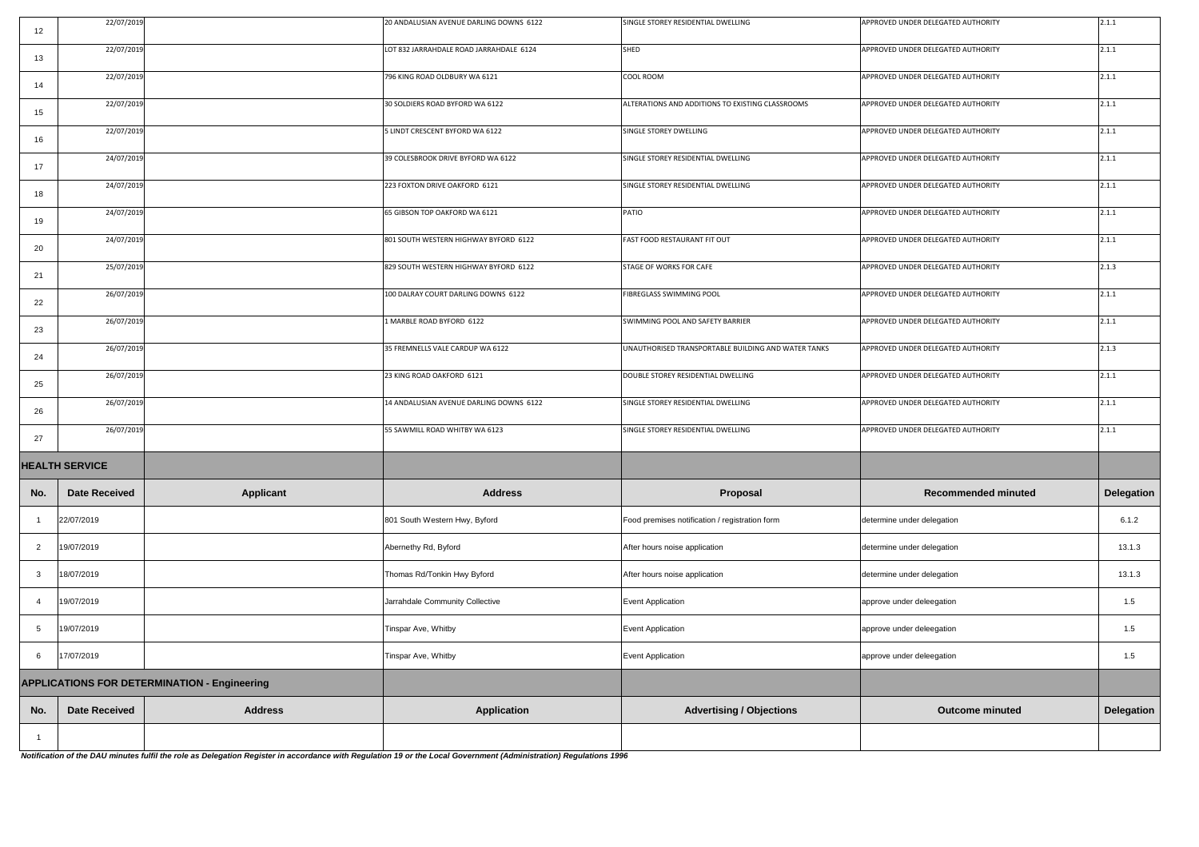| | | | | | | |
|---|---|---|---|---|---|---|
| 12 | 22/07/2019 | | 20 ANDALUSIAN AVENUE DARLING DOWNS 6122 | SINGLE STOREY RESIDENTIAL DWELLING | APPROVED UNDER DELEGATED AUTHORITY | 2.1.1 |
| 13 | 22/07/2019 | | LOT 832 JARRAHDALE ROAD JARRAHDALE 6124 | SHED | APPROVED UNDER DELEGATED AUTHORITY | 2.1.1 |
| 14 | 22/07/2019 | | 796 KING ROAD OLDBURY WA 6121 | COOL ROOM | APPROVED UNDER DELEGATED AUTHORITY | 2.1.1 |
| 15 | 22/07/2019 | | 30 SOLDIERS ROAD BYFORD WA 6122 | ALTERATIONS AND ADDITIONS TO EXISTING CLASSROOMS | APPROVED UNDER DELEGATED AUTHORITY | 2.1.1 |
| 16 | 22/07/2019 | | 5 LINDT CRESCENT BYFORD WA 6122 | SINGLE STOREY DWELLING | APPROVED UNDER DELEGATED AUTHORITY | 2.1.1 |
| 17 | 24/07/2019 | | 39 COLESBROOK DRIVE BYFORD WA 6122 | SINGLE STOREY RESIDENTIAL DWELLING | APPROVED UNDER DELEGATED AUTHORITY | 2.1.1 |
| 18 | 24/07/2019 | | 223 FOXTON DRIVE OAKFORD 6121 | SINGLE STOREY RESIDENTIAL DWELLING | APPROVED UNDER DELEGATED AUTHORITY | 2.1.1 |
| 19 | 24/07/2019 | | 65 GIBSON TOP OAKFORD WA 6121 | PATIO | APPROVED UNDER DELEGATED AUTHORITY | 2.1.1 |
| 20 | 24/07/2019 | | 801 SOUTH WESTERN HIGHWAY BYFORD 6122 | FAST FOOD RESTAURANT FIT OUT | APPROVED UNDER DELEGATED AUTHORITY | 2.1.1 |
| 21 | 25/07/2019 | | 829 SOUTH WESTERN HIGHWAY BYFORD 6122 | STAGE OF WORKS FOR CAFE | APPROVED UNDER DELEGATED AUTHORITY | 2.1.3 |
| 22 | 26/07/2019 | | 100 DALRAY COURT DARLING DOWNS 6122 | FIBREGLASS SWIMMING POOL | APPROVED UNDER DELEGATED AUTHORITY | 2.1.1 |
| 23 | 26/07/2019 | | 1 MARBLE ROAD BYFORD 6122 | SWIMMING POOL AND SAFETY BARRIER | APPROVED UNDER DELEGATED AUTHORITY | 2.1.1 |
| 24 | 26/07/2019 | | 35 FREMNELLS VALE CARDUP WA 6122 | UNAUTHORISED TRANSPORTABLE BUILDING AND WATER TANKS | APPROVED UNDER DELEGATED AUTHORITY | 2.1.3 |
| 25 | 26/07/2019 | | 23 KING ROAD OAKFORD 6121 | DOUBLE STOREY RESIDENTIAL DWELLING | APPROVED UNDER DELEGATED AUTHORITY | 2.1.1 |
| 26 | 26/07/2019 | | 14 ANDALUSIAN AVENUE DARLING DOWNS 6122 | SINGLE STOREY RESIDENTIAL DWELLING | APPROVED UNDER DELEGATED AUTHORITY | 2.1.1 |
| 27 | 26/07/2019 | | 55 SAWMILL ROAD WHITBY WA 6123 | SINGLE STOREY RESIDENTIAL DWELLING | APPROVED UNDER DELEGATED AUTHORITY | 2.1.1 |

**HEALTH SERVICE**

| No. | Date Received | Applicant | Address | Proposal | Recommended minuted | Delegation |
|---|---|---|---|---|---|---|
| 1 | 22/07/2019 | | 801 South Western Hwy, Byford | Food premises notification / registration form | determine under delegation | 6.1.2 |
| 2 | 19/07/2019 | | Abernethy Rd, Byford | After hours noise application | determine under delegation | 13.1.3 |
| 3 | 18/07/2019 | | Thomas Rd/Tonkin Hwy Byford | After hours noise application | determine under delegation | 13.1.3 |
| 4 | 19/07/2019 | | Jarrahdale Community Collective | Event Application | approve under deleegation | 1.5 |
| 5 | 19/07/2019 | | Tinspar Ave, Whitby | Event Application | approve under deleegation | 1.5 |
| 6 | 17/07/2019 | | Tinspar Ave, Whitby | Event Application | approve under deleegation | 1.5 |

**APPLICATIONS FOR DETERMINATION - Engineering**

| No. | Date Received | Address | Application | Advertising / Objections | Outcome minuted | Delegation |
|---|---|---|---|---|---|---|
| 1 | | | | | | |

***Notification of the DAU minutes fulfil the role as Delegation Register in accordance with Regulation 19 or the Local Government (Administration) Regulations 1996***